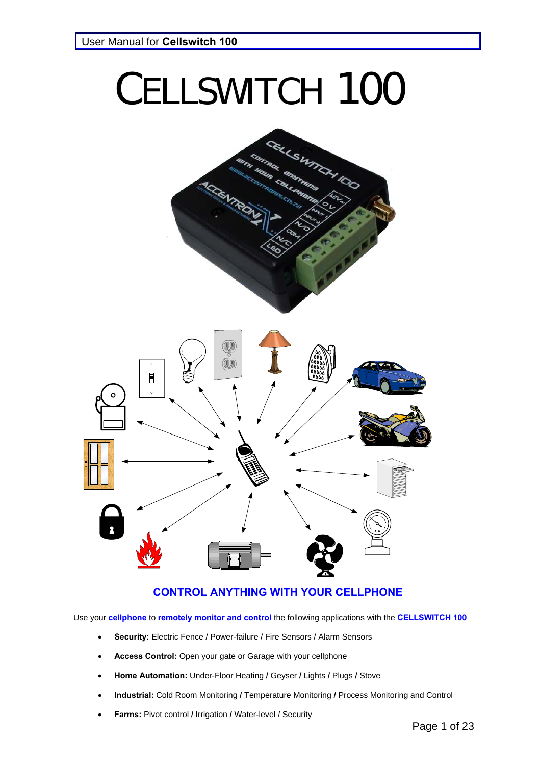# CELLSWITCH 100

## CONTROL ANYTHING WITH YOUR CELLPHONE

Use your **cellphone** to **remotely monitor and control** the following applications with the **CELLSWITCH 100**

- **Security:** Electric Fence / Power-failure / Fire Sensors / Alarm Sensors
- **Access Control:** Open your gate or Garage with your cellphone
- **Home Automation:** Under-Floor Heating / Geyser / Lights / Plugs / Stove
- **Industrial:** Cold Room Monitoring / Temperature Monitoring / Process Monitoring and Control
- **Farms:** Pivot control / Irrigation / Water-level / Security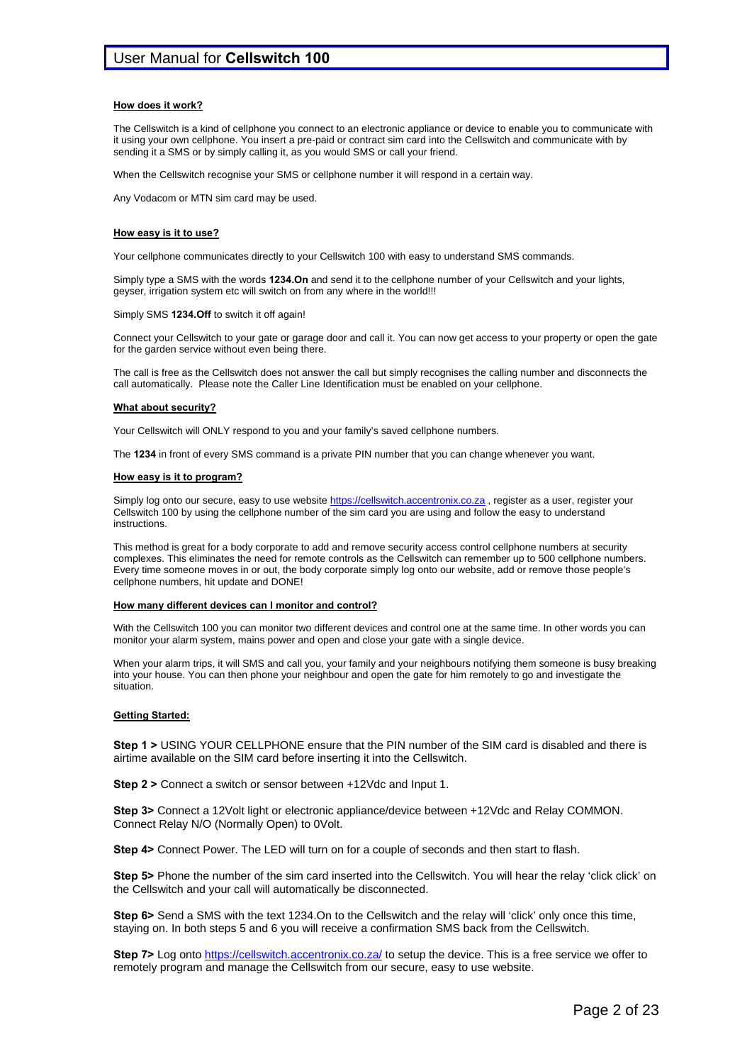**How does it work?**

The Cellswitch is a kind of cellphone you connect to an electronic appliance or device to enable you to communicate with it using your own cellphone. You insert a pre-paid or contract sim card into the Cellswitch and communicate with by sending it a SMS or by simply calling it, as you would SMS or call your friend.

When the Cellswitch recognise your SMS or cellphone number it will respond in a certain way.

Any Vodacom or MTN sim card may be used.

**How easy is it to use?**

Your cellphone communicates directly to your Cellswitch 100 with easy to understand SMS commands.

Simply type a SMS with the words **1234.On** and send it to the cellphone number of your Cellswitch and your lights, geyser, irrigation system etc will switch on from any where in the world!!!

Simply SMS **1234.Off** to switch it off again!

Connect your Cellswitch to your gate or garage door and call it. You can now get access to your property or open the gate for the garden service without even being there.

The call is free as the Cellswitch does not answer the call but simply recognises the calling number and disconnects the call automatically. Please note the Caller Line Identification must be enabled on your cellphone.

**What about security?**

Your Cellswitch will ONLY respond to you and your family's saved cellphone numbers.

The **1234** in front of every SMS command is a private PIN number that you can change whenever you want.

**How easy is it to program?**

Simply log onto our secure, easy to use website https://cellswitch.accentronix.co.za , register as a user, register your Cellswitch 100 by using the cellphone number of the sim card you are using and follow the easy to understand instructions.

This method is great for a body corporate to add and remove security access control cellphone numbers at security complexes. This eliminates the need for remote controls as the Cellswitch can remember up to 500 cellphone numbers. Every time someone moves in or out, the body corporate simply log onto our website, add or remove those people's cellphone numbers, hit update and DONE!

**How many different devices can I monitor and control?**

With the Cellswitch 100 you can monitor two different devices and control one at the same time. In other words you can monitor your alarm system, mains power and open and close your gate with a single device.

When your alarm trips, it will SMS and call you, your family and your neighbours notifying them someone is busy breaking into your house. You can then phone your neighbour and open the gate for him remotely to go and investigate the situation.

**Getting Started:**

**Step 1 >** USING YOUR CELLPHONE ensure that the PIN number of the SIM card is disabled and there is airtime available on the SIM card before inserting it into the Cellswitch.

**Step 2 >** Connect a switch or sensor between +12Vdc and Input 1.

**Step 3>** Connect a 12Volt light or electronic appliance/device between +12Vdc and Relay COMMON. Connect Relay N/O (Normally Open) to 0Volt.

**Step 4>** Connect Power. The LED will turn on for a couple of seconds and then start to flash.

**Step 5>** Phone the number of the sim card inserted into the Cellswitch. You will hear the relay 'click click' on the Cellswitch and your call will automatically be disconnected.

**Step 6>** Send a SMS with the text 1234.On to the Cellswitch and the relay will 'click' only once this time, staying on. In both steps 5 and 6 you will receive a confirmation SMS back from the Cellswitch.

**Step 7>** Log onto https://cellswitch.accentronix.co.za/ to setup the device. This is a free service we offer to remotely program and manage the Cellswitch from our secure, easy to use website.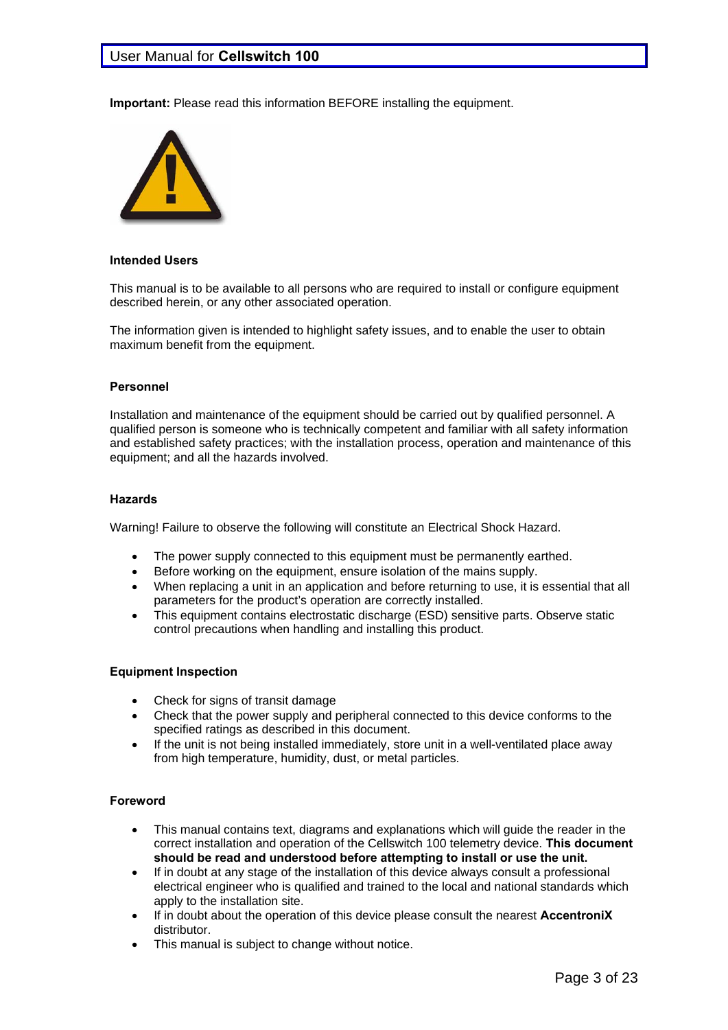**Important:** Please read this information BEFORE installing the equipment.

### Intended Users

This manual is to be available to all persons who are required to install or configure equipment described herein, or any other associated operation.

The information given is intended to highlight safety issues, and to enable the user to obtain maximum benefit from the equipment.

### Personnel

Installation and maintenance of the equipment should be carried out by qualified personnel. A qualified person is someone who is technically competent and familiar with all safety information and established safety practices; with the installation process, operation and maintenance of this equipment; and all the hazards involved.

### Hazards

Warning! Failure to observe the following will constitute an Electrical Shock Hazard.

- The power supply connected to this equipment must be permanently earthed.
- Before working on the equipment, ensure isolation of the mains supply.
- When replacing a unit in an application and before returning to use, it is essential that all parameters for the product's operation are correctly installed.
- This equipment contains electrostatic discharge (ESD) sensitive parts. Observe static control precautions when handling and installing this product.

### Equipment Inspection

- Check for signs of transit damage
- Check that the power supply and peripheral connected to this device conforms to the specified ratings as described in this document.
- If the unit is not being installed immediately, store unit in a well-ventilated place away from high temperature, humidity, dust, or metal particles.

### Foreword

- This manual contains text, diagrams and explanations which will guide the reader in the correct installation and operation of the Cellswitch 100 telemetry device. **This document should be read and understood before attempting to install or use the unit.**
- If in doubt at any stage of the installation of this device always consult a professional electrical engineer who is qualified and trained to the local and national standards which apply to the installation site.
- If in doubt about the operation of this device please consult the nearest **AccentroniX** distributor.
- This manual is subject to change without notice.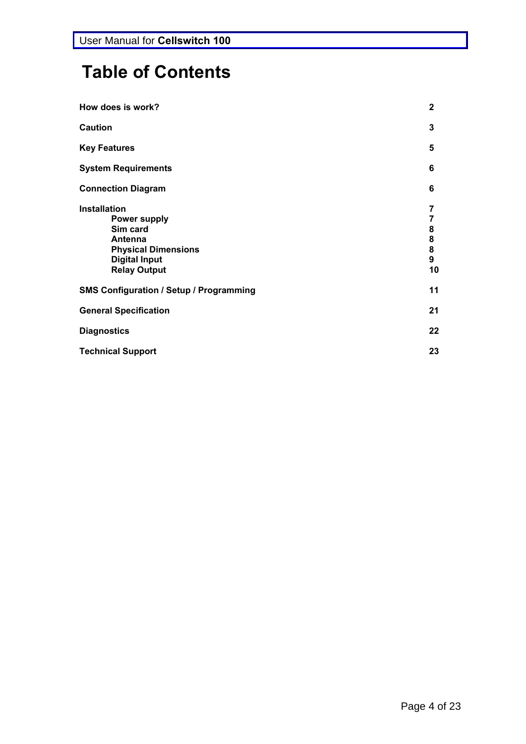# Table of Contents

| | |
|---|---|
| **How does is work?** | **2** |
| **Caution** | **3** |
| **Key Features** | **5** |
| **System Requirements** | **6** |
| **Connection Diagram** | **6** |
| **Installation** | **7** |
| &nbsp;&nbsp;&nbsp;&nbsp;**Power supply** | **7** |
| &nbsp;&nbsp;&nbsp;&nbsp;**Sim card** | **8** |
| &nbsp;&nbsp;&nbsp;&nbsp;**Antenna** | **8** |
| &nbsp;&nbsp;&nbsp;&nbsp;**Physical Dimensions** | **8** |
| &nbsp;&nbsp;&nbsp;&nbsp;**Digital Input** | **9** |
| &nbsp;&nbsp;&nbsp;&nbsp;**Relay Output** | **10** |
| **SMS Configuration / Setup / Programming** | **11** |
| **General Specification** | **21** |
| **Diagnostics** | **22** |
| **Technical Support** | **23** |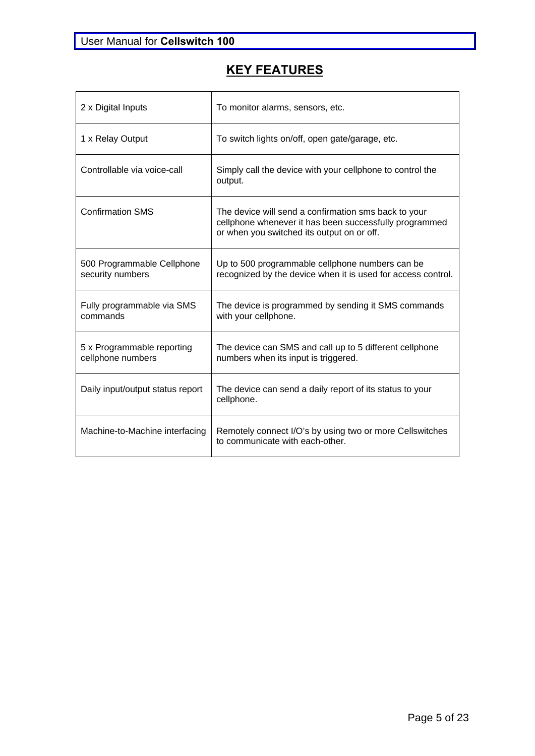# KEY FEATURES

| | |
|---|---|
| 2 x Digital Inputs | To monitor alarms, sensors, etc. |
| 1 x Relay Output | To switch lights on/off, open gate/garage, etc. |
| Controllable via voice-call | Simply call the device with your cellphone to control the output. |
| Confirmation SMS | The device will send a confirmation sms back to your cellphone whenever it has been successfully programmed or when you switched its output on or off. |
| 500 Programmable Cellphone security numbers | Up to 500 programmable cellphone numbers can be recognized by the device when it is used for access control. |
| Fully programmable via SMS commands | The device is programmed by sending it SMS commands with your cellphone. |
| 5 x Programmable reporting cellphone numbers | The device can SMS and call up to 5 different cellphone numbers when its input is triggered. |
| Daily input/output status report | The device can send a daily report of its status to your cellphone. |
| Machine-to-Machine interfacing | Remotely connect I/O's by using two or more Cellswitches to communicate with each-other. |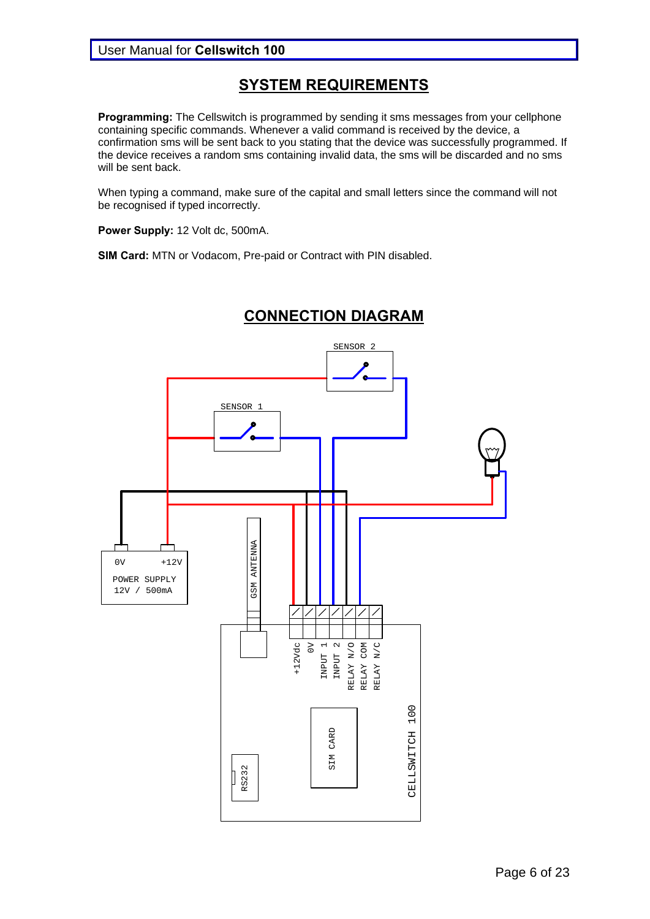## SYSTEM REQUIREMENTS

**Programming:** The Cellswitch is programmed by sending it sms messages from your cellphone containing specific commands. Whenever a valid command is received by the device, a confirmation sms will be sent back to you stating that the device was successfully programmed. If the device receives a random sms containing invalid data, the sms will be discarded and no sms will be sent back.

When typing a command, make sure of the capital and small letters since the command will not be recognised if typed incorrectly.

**Power Supply:** 12 Volt dc, 500mA.

**SIM Card:** MTN or Vodacom, Pre-paid or Contract with PIN disabled.

## CONNECTION DIAGRAM

SENSOR 2

SENSOR 1

0V +12V

POWER SUPPLY 12V / 500mA

GSM ANTENNA

+12Vdc

0V

INPUT 1

INPUT 2

RELAY N/O

RELAY COM

RELAY N/C

SIM CARD

RS232

CELLSWITCH 100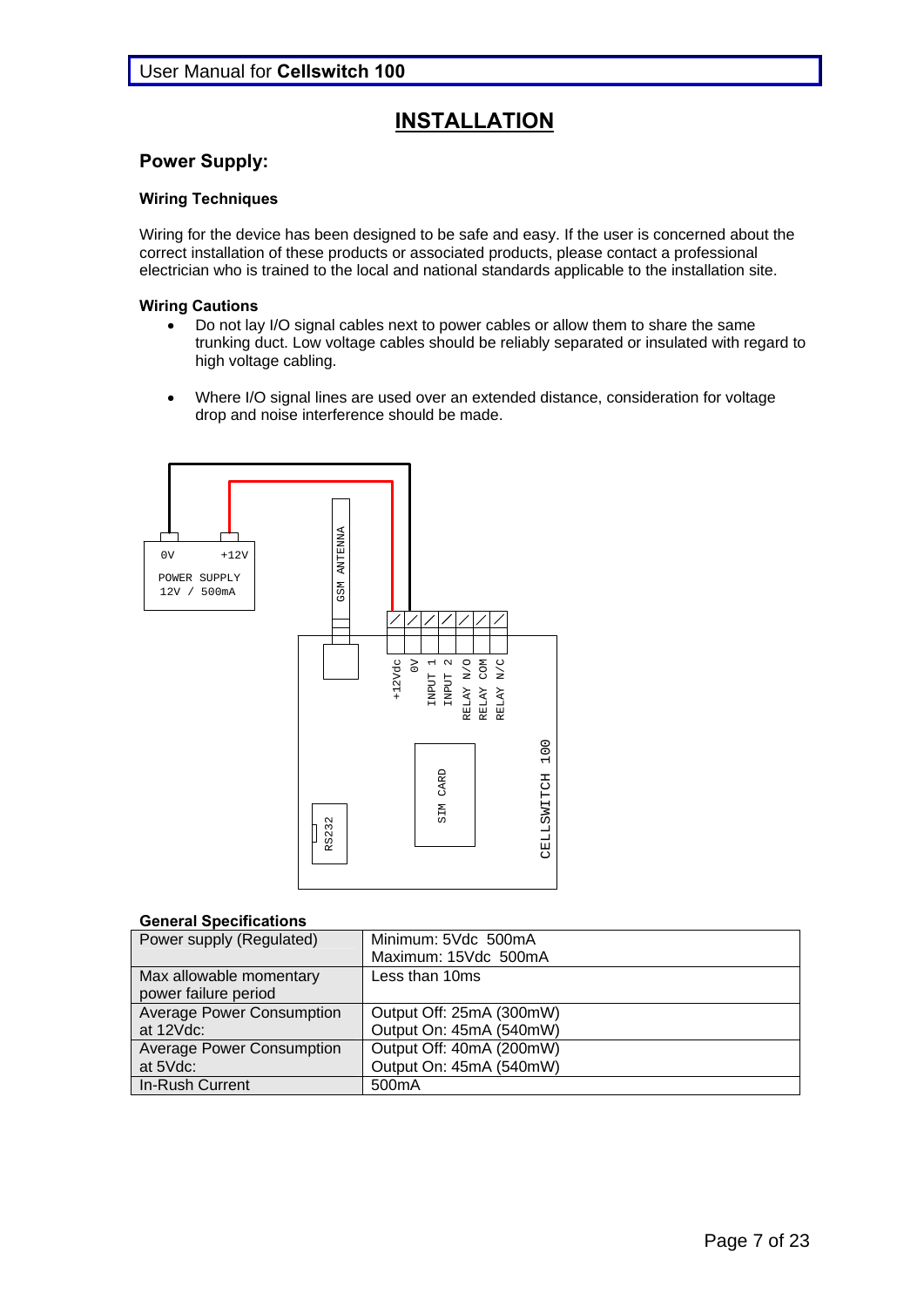# INSTALLATION

## Power Supply:

### Wiring Techniques

Wiring for the device has been designed to be safe and easy. If the user is concerned about the correct installation of these products or associated products, please contact a professional electrician who is trained to the local and national standards applicable to the installation site.

### Wiring Cautions

- Do not lay I/O signal cables next to power cables or allow them to share the same trunking duct. Low voltage cables should be reliably separated or insulated with regard to high voltage cabling.

- Where I/O signal lines are used over an extended distance, consideration for voltage drop and noise interference should be made.

0V +12V
POWER SUPPLY
12V / 500mA

GSM ANTENNA

+12Vdc
0V
INPUT 1
INPUT 2
RELAY N/O
RELAY COM
RELAY N/C

SIM CARD

RS232

CELLSWITCH 100

### General Specifications

| | |
|---|---|
| Power supply (Regulated) | Minimum: 5Vdc 500mA<br>Maximum: 15Vdc 500mA |
| Max allowable momentary power failure period | Less than 10ms |
| Average Power Consumption at 12Vdc: | Output Off: 25mA (300mW)<br>Output On: 45mA (540mW) |
| Average Power Consumption at 5Vdc: | Output Off: 40mA (200mW)<br>Output On: 45mA (540mW) |
| In-Rush Current | 500mA |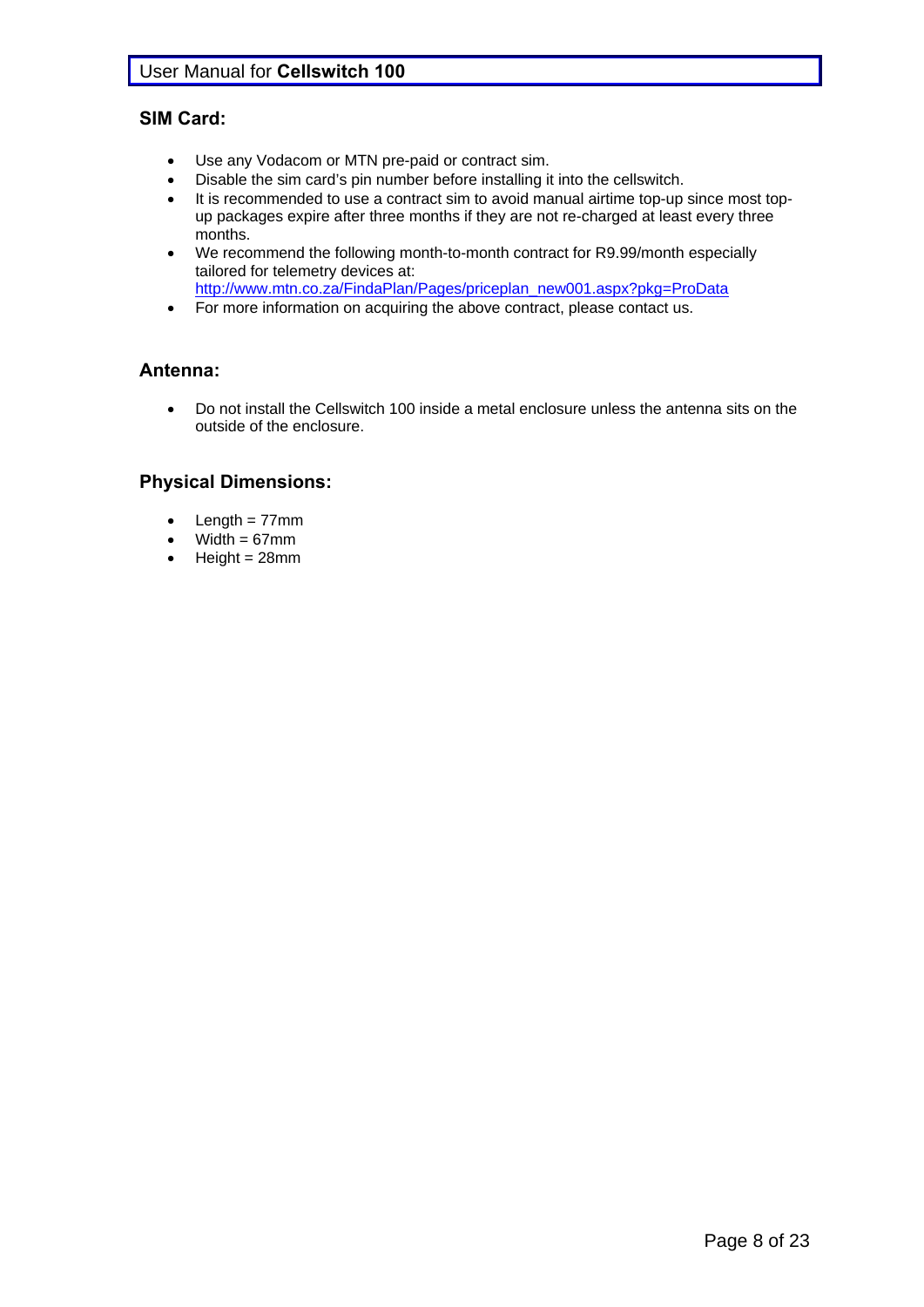## SIM Card:

- Use any Vodacom or MTN pre-paid or contract sim.
- Disable the sim card's pin number before installing it into the cellswitch.
- It is recommended to use a contract sim to avoid manual airtime top-up since most top-up packages expire after three months if they are not re-charged at least every three months.
- We recommend the following month-to-month contract for R9.99/month especially tailored for telemetry devices at: http://www.mtn.co.za/FindaPlan/Pages/priceplan_new001.aspx?pkg=ProData
- For more information on acquiring the above contract, please contact us.

## Antenna:

- Do not install the Cellswitch 100 inside a metal enclosure unless the antenna sits on the outside of the enclosure.

## Physical Dimensions:

- Length = 77mm
- Width = 67mm
- Height = 28mm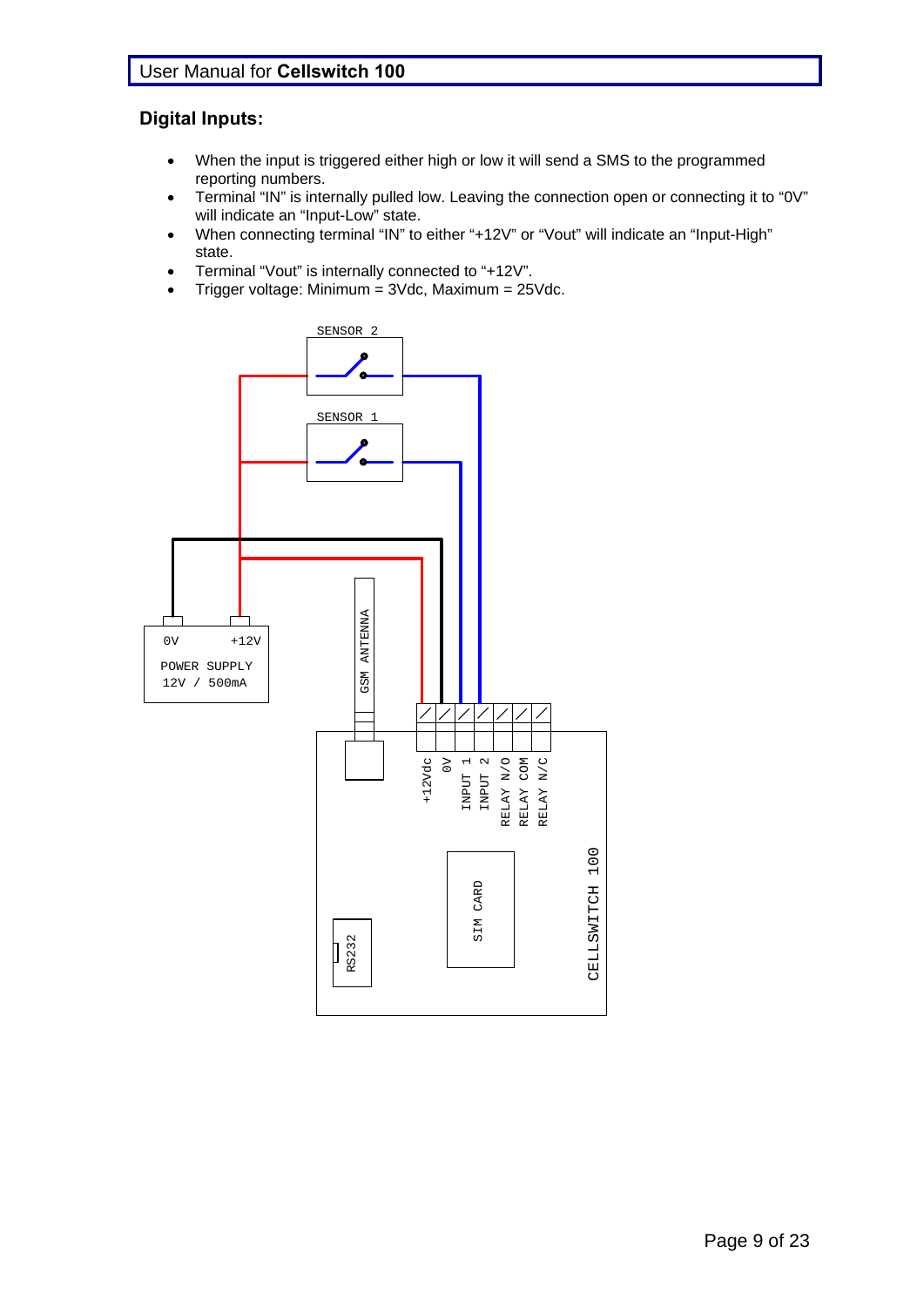## Digital Inputs:

- When the input is triggered either high or low it will send a SMS to the programmed reporting numbers.
- Terminal "IN" is internally pulled low. Leaving the connection open or connecting it to "0V" will indicate an "Input-Low" state.
- When connecting terminal "IN" to either "+12V" or "Vout" will indicate an "Input-High" state.
- Terminal "Vout" is internally connected to "+12V".
- Trigger voltage: Minimum = 3Vdc, Maximum = 25Vdc.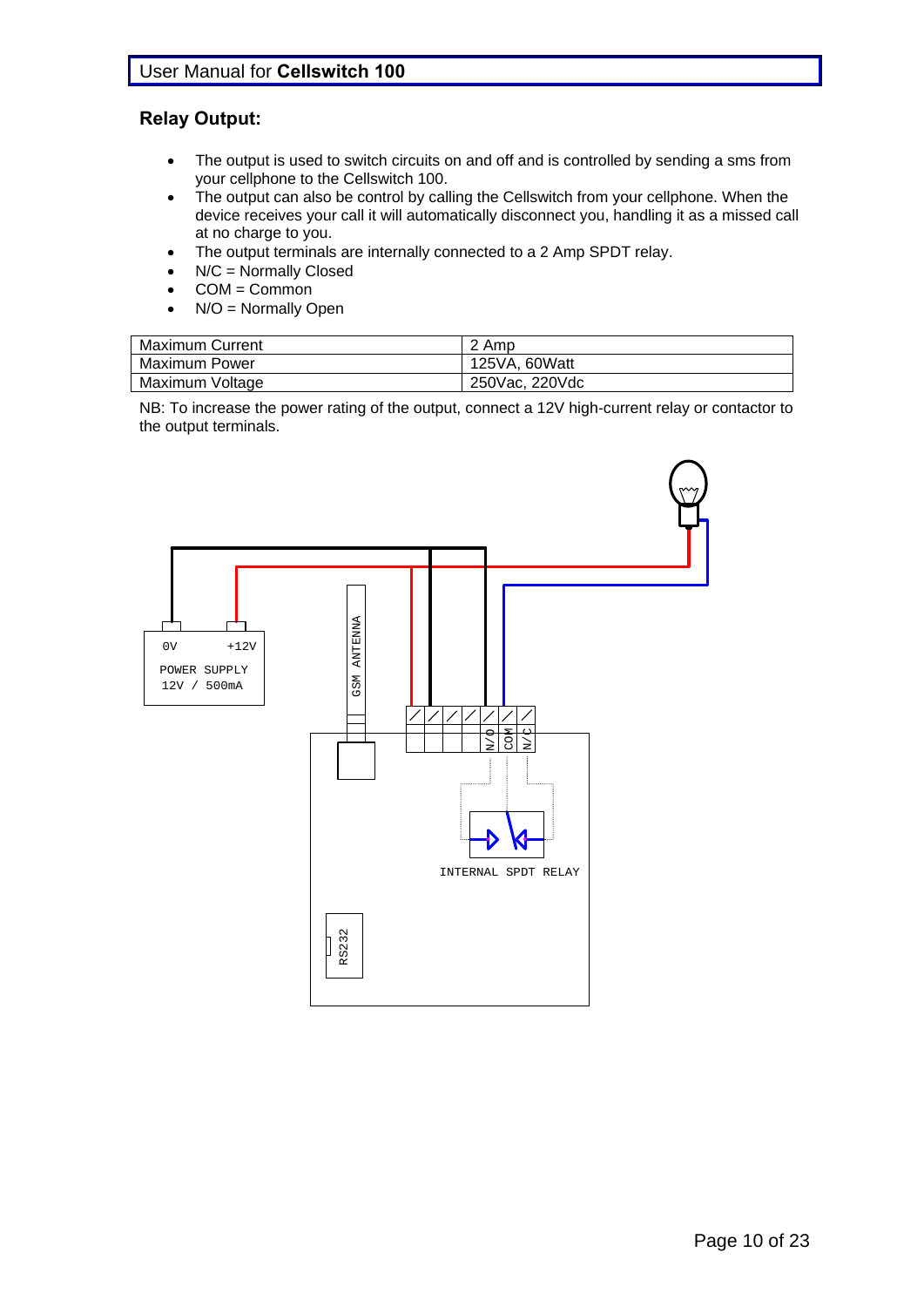## Relay Output:

- The output is used to switch circuits on and off and is controlled by sending a sms from your cellphone to the Cellswitch 100.
- The output can also be control by calling the Cellswitch from your cellphone. When the device receives your call it will automatically disconnect you, handling it as a missed call at no charge to you.
- The output terminals are internally connected to a 2 Amp SPDT relay.
- N/C = Normally Closed
- COM = Common
- N/O = Normally Open

| Maximum Current | 2 Amp |
|---|---|
| Maximum Power | 125VA, 60Watt |
| Maximum Voltage | 250Vac, 220Vdc |

NB: To increase the power rating of the output, connect a 12V high-current relay or contactor to the output terminals.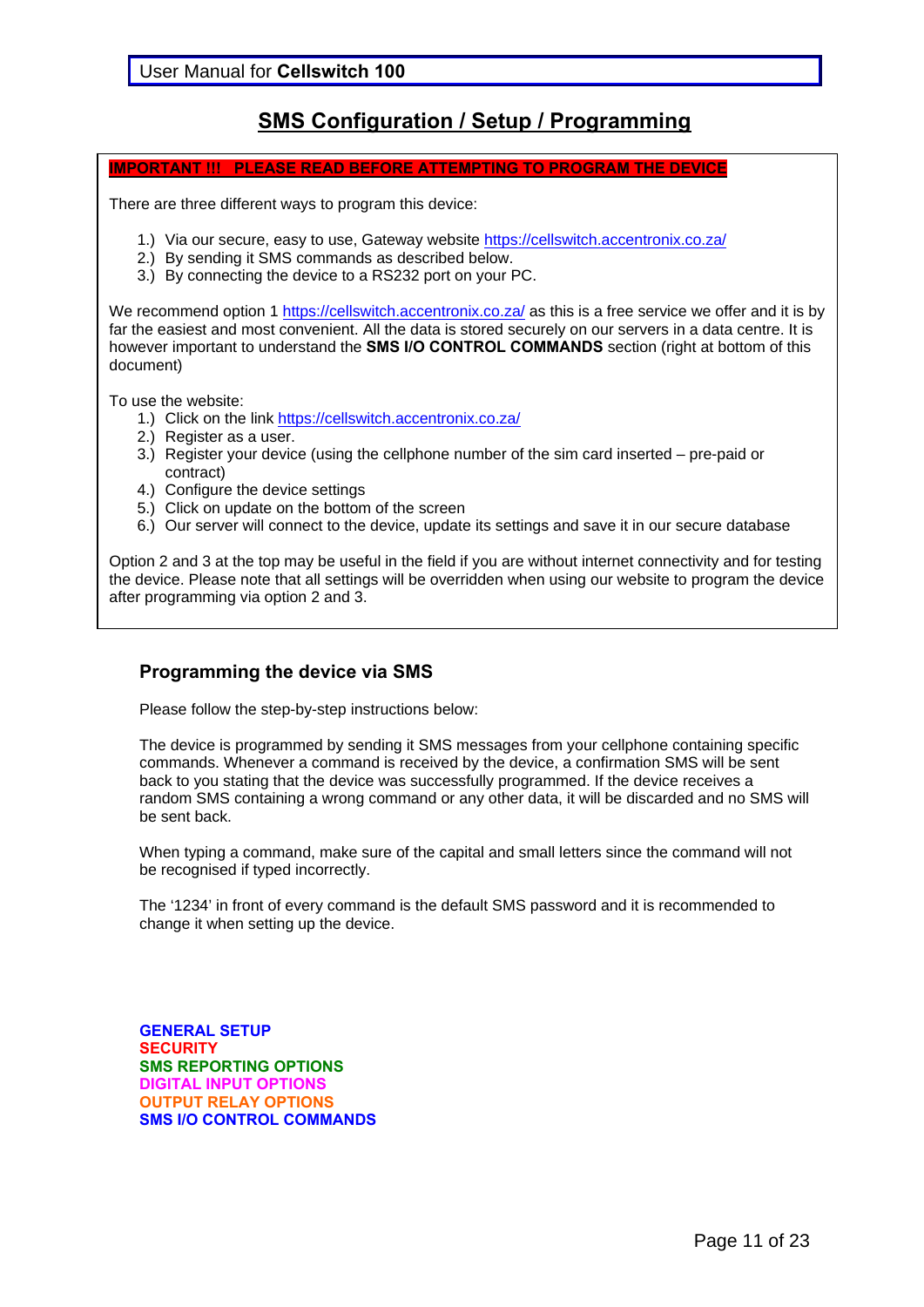## SMS Configuration / Setup / Programming

**IMPORTANT !!! PLEASE READ BEFORE ATTEMPTING TO PROGRAM THE DEVICE**

There are three different ways to program this device:

1.) Via our secure, easy to use, Gateway website https://cellswitch.accentronix.co.za/
2.) By sending it SMS commands as described below.
3.) By connecting the device to a RS232 port on your PC.

We recommend option 1 https://cellswitch.accentronix.co.za/ as this is a free service we offer and it is by far the easiest and most convenient. All the data is stored securely on our servers in a data centre. It is however important to understand the **SMS I/O CONTROL COMMANDS** section (right at bottom of this document)

To use the website:

1.) Click on the link https://cellswitch.accentronix.co.za/
2.) Register as a user.
3.) Register your device (using the cellphone number of the sim card inserted – pre-paid or contract)
4.) Configure the device settings
5.) Click on update on the bottom of the screen
6.) Our server will connect to the device, update its settings and save it in our secure database

Option 2 and 3 at the top may be useful in the field if you are without internet connectivity and for testing the device. Please note that all settings will be overridden when using our website to program the device after programming via option 2 and 3.

### Programming the device via SMS

Please follow the step-by-step instructions below:

The device is programmed by sending it SMS messages from your cellphone containing specific commands. Whenever a command is received by the device, a confirmation SMS will be sent back to you stating that the device was successfully programmed. If the device receives a random SMS containing a wrong command or any other data, it will be discarded and no SMS will be sent back.

When typing a command, make sure of the capital and small letters since the command will not be recognised if typed incorrectly.

The '1234' in front of every command is the default SMS password and it is recommended to change it when setting up the device.

**GENERAL SETUP**
**SECURITY**
**SMS REPORTING OPTIONS**
**DIGITAL INPUT OPTIONS**
**OUTPUT RELAY OPTIONS**
**SMS I/O CONTROL COMMANDS**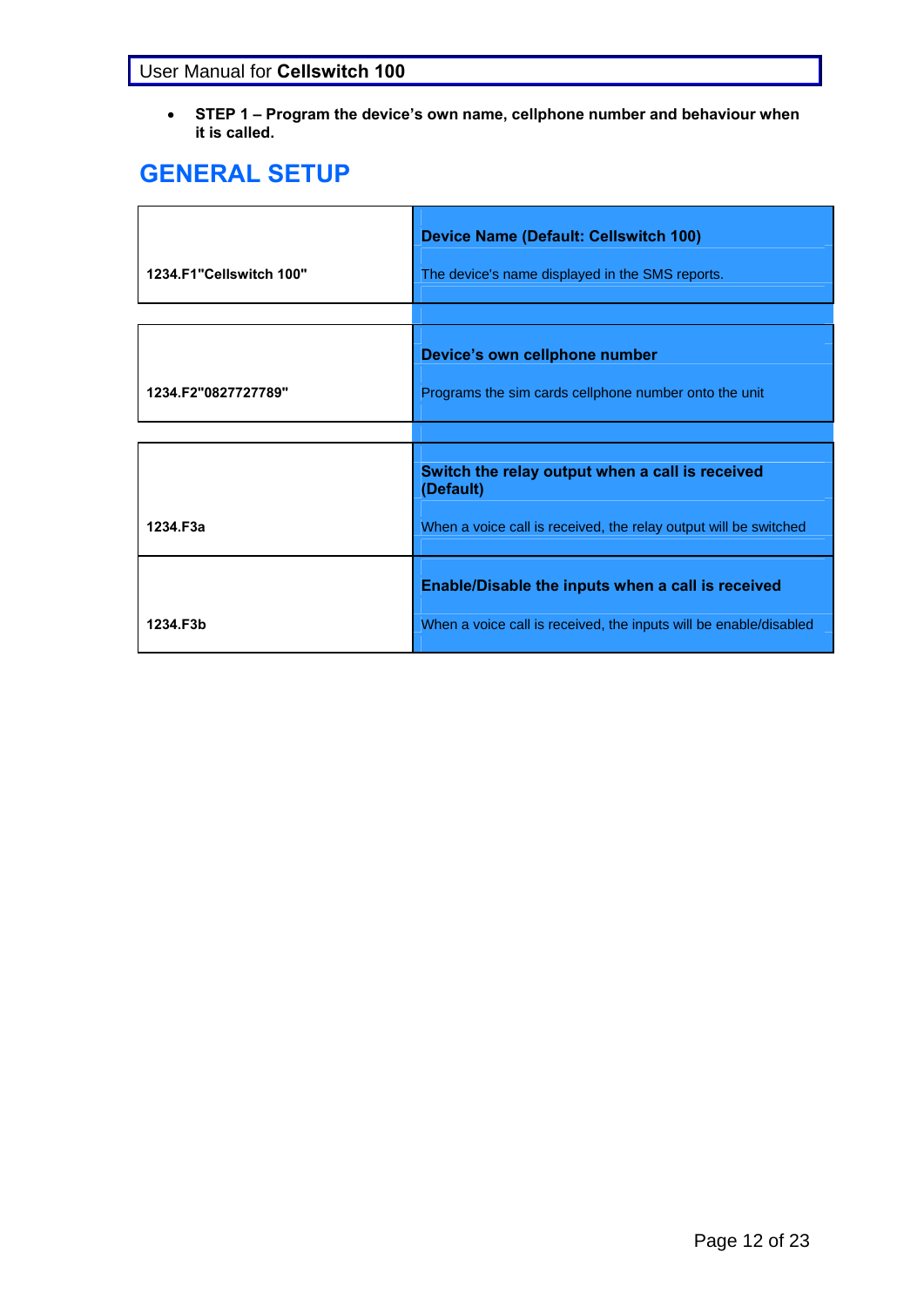- **STEP 1 – Program the device's own name, cellphone number and behaviour when it is called.**

## GENERAL SETUP

| | |
|---|---|
| **1234.F1"Cellswitch 100"** | **Device Name (Default: Cellswitch 100)**<br><br>The device's name displayed in the SMS reports. |
| **1234.F2"0827727789"** | **Device's own cellphone number**<br><br>Programs the sim cards cellphone number onto the unit |
| **1234.F3a** | **Switch the relay output when a call is received (Default)**<br><br>When a voice call is received, the relay output will be switched |
| **1234.F3b** | **Enable/Disable the inputs when a call is received**<br><br>When a voice call is received, the inputs will be enable/disabled |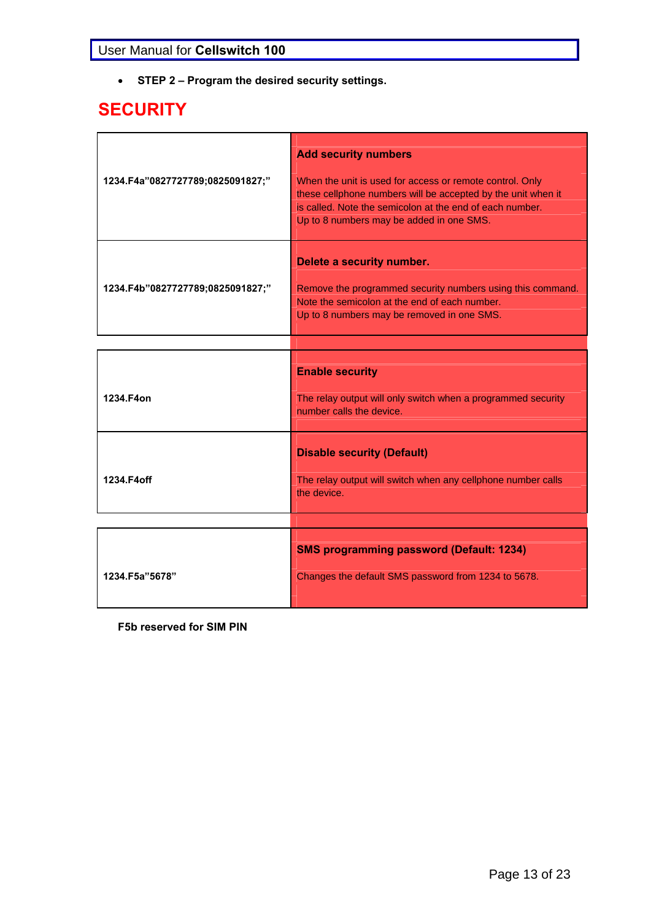- **STEP 2 – Program the desired security settings.**

# SECURITY

| Command | Description |
|---|---|
| **1234.F4a"0827727789;0825091827;"** | **Add security numbers**<br><br>When the unit is used for access or remote control. Only these cellphone numbers will be accepted by the unit when it is called. Note the semicolon at the end of each number.<br>Up to 8 numbers may be added in one SMS. |
| **1234.F4b"0827727789;0825091827;"** | **Delete a security number.**<br><br>Remove the programmed security numbers using this command. Note the semicolon at the end of each number.<br>Up to 8 numbers may be removed in one SMS. |

| Command | Description |
|---|---|
| **1234.F4on** | **Enable security**<br><br>The relay output will only switch when a programmed security number calls the device. |
| **1234.F4off** | **Disable security (Default)**<br><br>The relay output will switch when any cellphone number calls the device. |

| Command | Description |
|---|---|
| **1234.F5a"5678"** | **SMS programming password (Default: 1234)**<br><br>Changes the default SMS password from 1234 to 5678. |

**F5b reserved for SIM PIN**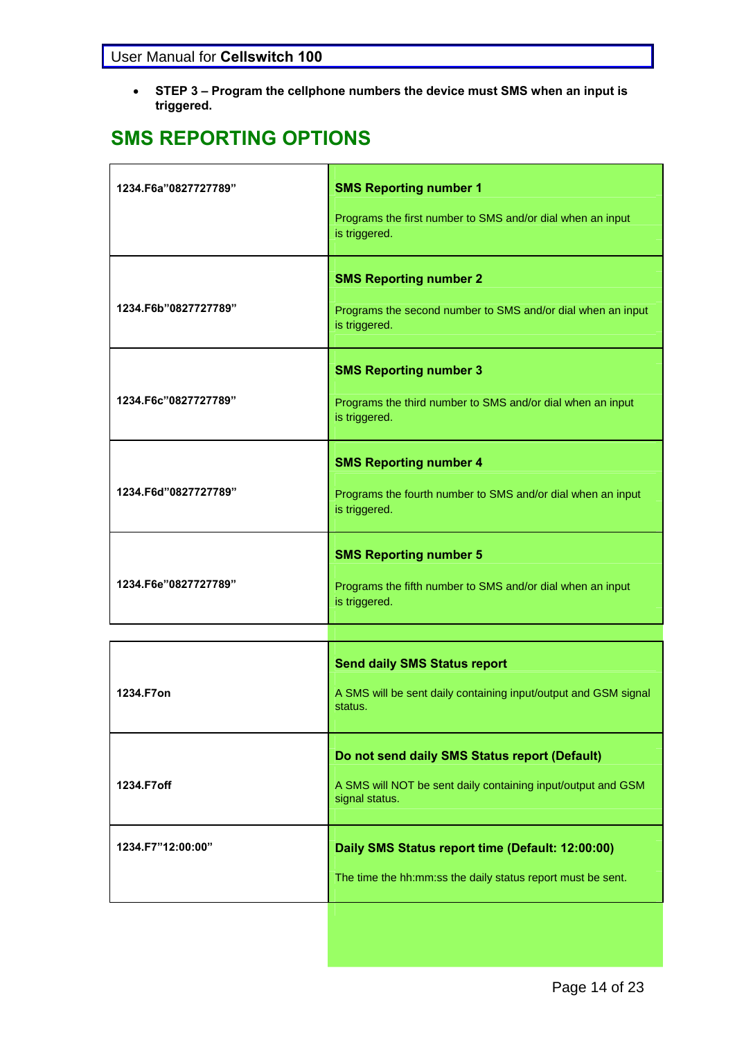- **STEP 3 – Program the cellphone numbers the device must SMS when an input is triggered.**

## SMS REPORTING OPTIONS

| Command | Description |
|---|---|
| **1234.F6a"0827727789"** | **SMS Reporting number 1**<br><br>Programs the first number to SMS and/or dial when an input is triggered. |
| **1234.F6b"0827727789"** | **SMS Reporting number 2**<br><br>Programs the second number to SMS and/or dial when an input is triggered. |
| **1234.F6c"0827727789"** | **SMS Reporting number 3**<br><br>Programs the third number to SMS and/or dial when an input is triggered. |
| **1234.F6d"0827727789"** | **SMS Reporting number 4**<br><br>Programs the fourth number to SMS and/or dial when an input is triggered. |
| **1234.F6e"0827727789"** | **SMS Reporting number 5**<br><br>Programs the fifth number to SMS and/or dial when an input is triggered. |

| Command | Description |
|---|---|
| **1234.F7on** | **Send daily SMS Status report**<br><br>A SMS will be sent daily containing input/output and GSM signal status. |
| **1234.F7off** | **Do not send daily SMS Status report (Default)**<br><br>A SMS will NOT be sent daily containing input/output and GSM signal status. |
| **1234.F7"12:00:00"** | **Daily SMS Status report time (Default: 12:00:00)**<br><br>The time the hh:mm:ss the daily status report must be sent. |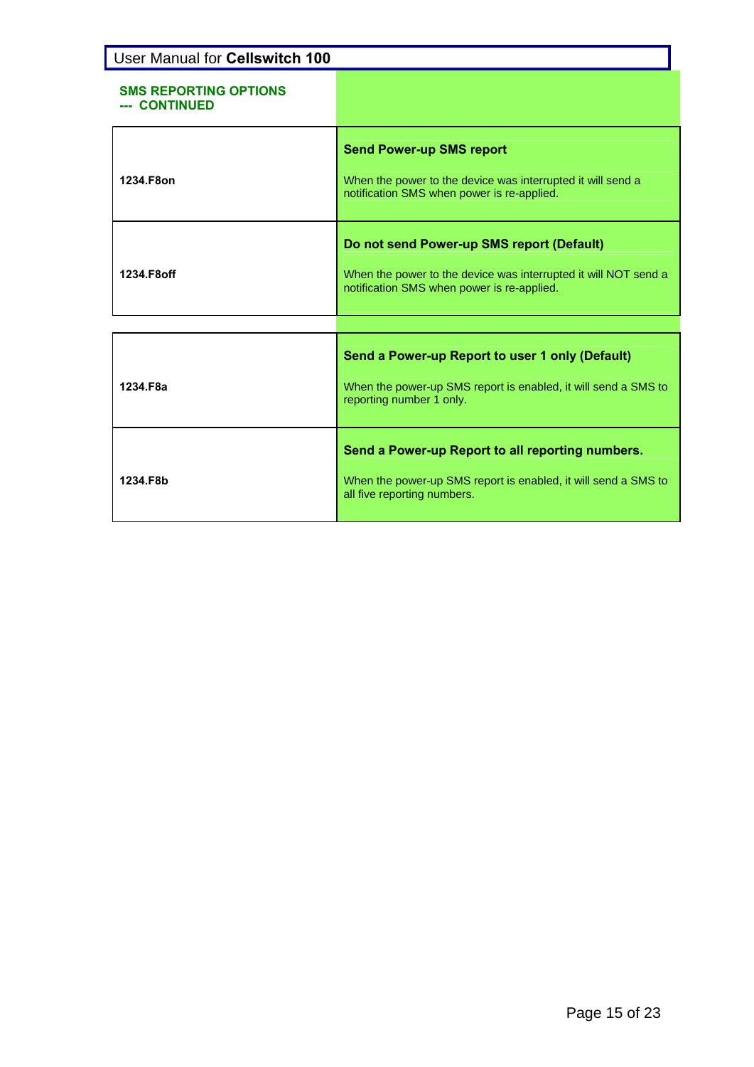### SMS REPORTING OPTIONS --- CONTINUED

| Command | Description |
|---|---|
| **1234.F8on** | **Send Power-up SMS report**<br><br>When the power to the device was interrupted it will send a notification SMS when power is re-applied. |
| **1234.F8off** | **Do not send Power-up SMS report (Default)**<br><br>When the power to the device was interrupted it will NOT send a notification SMS when power is re-applied. |

| Command | Description |
|---|---|
| **1234.F8a** | **Send a Power-up Report to user 1 only (Default)**<br><br>When the power-up SMS report is enabled, it will send a SMS to reporting number 1 only. |
| **1234.F8b** | **Send a Power-up Report to all reporting numbers.**<br><br>When the power-up SMS report is enabled, it will send a SMS to all five reporting numbers. |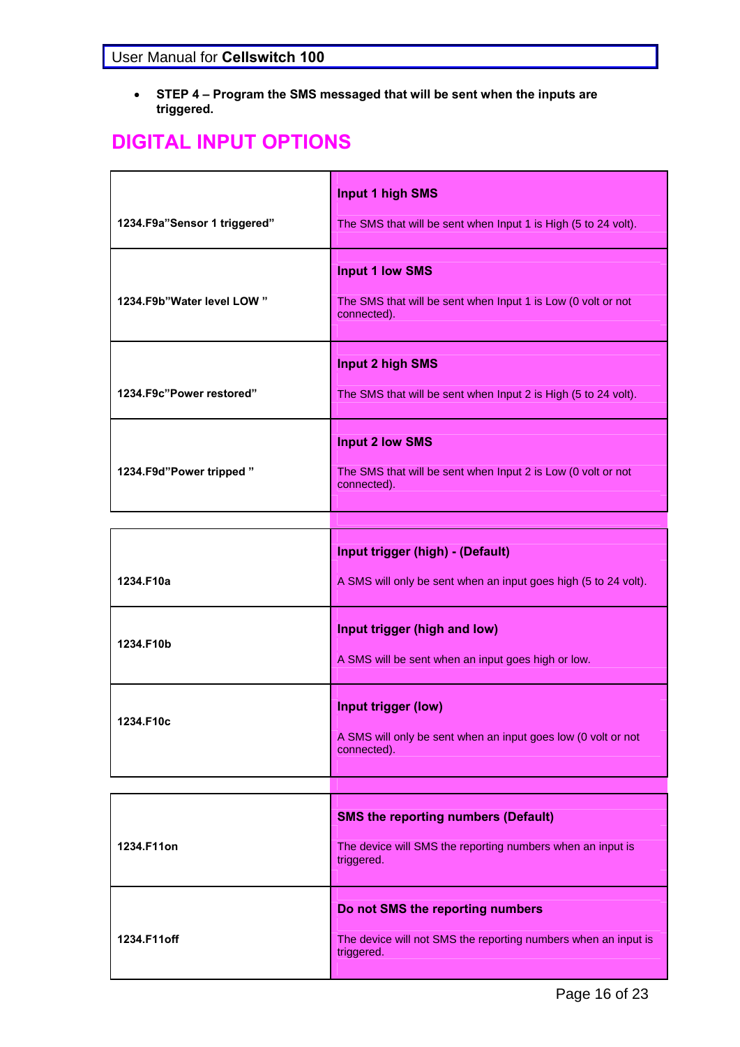- **STEP 4 – Program the SMS messaged that will be sent when the inputs are triggered.**

## DIGITAL INPUT OPTIONS

| | |
|---|---|
| **1234.F9a"Sensor 1 triggered"** | **Input 1 high SMS**<br><br>The SMS that will be sent when Input 1 is High (5 to 24 volt). |
| **1234.F9b"Water level LOW "** | **Input 1 low SMS**<br><br>The SMS that will be sent when Input 1 is Low (0 volt or not connected). |
| **1234.F9c"Power restored"** | **Input 2 high SMS**<br><br>The SMS that will be sent when Input 2 is High (5 to 24 volt). |
| **1234.F9d"Power tripped "** | **Input 2 low SMS**<br><br>The SMS that will be sent when Input 2 is Low (0 volt or not connected). |

| | |
|---|---|
| **1234.F10a** | **Input trigger (high) - (Default)**<br><br>A SMS will only be sent when an input goes high (5 to 24 volt). |
| **1234.F10b** | **Input trigger (high and low)**<br><br>A SMS will be sent when an input goes high or low. |
| **1234.F10c** | **Input trigger (low)**<br><br>A SMS will only be sent when an input goes low (0 volt or not connected). |

| | |
|---|---|
| **1234.F11on** | **SMS the reporting numbers (Default)**<br><br>The device will SMS the reporting numbers when an input is triggered. |
| **1234.F11off** | **Do not SMS the reporting numbers**<br><br>The device will not SMS the reporting numbers when an input is triggered. |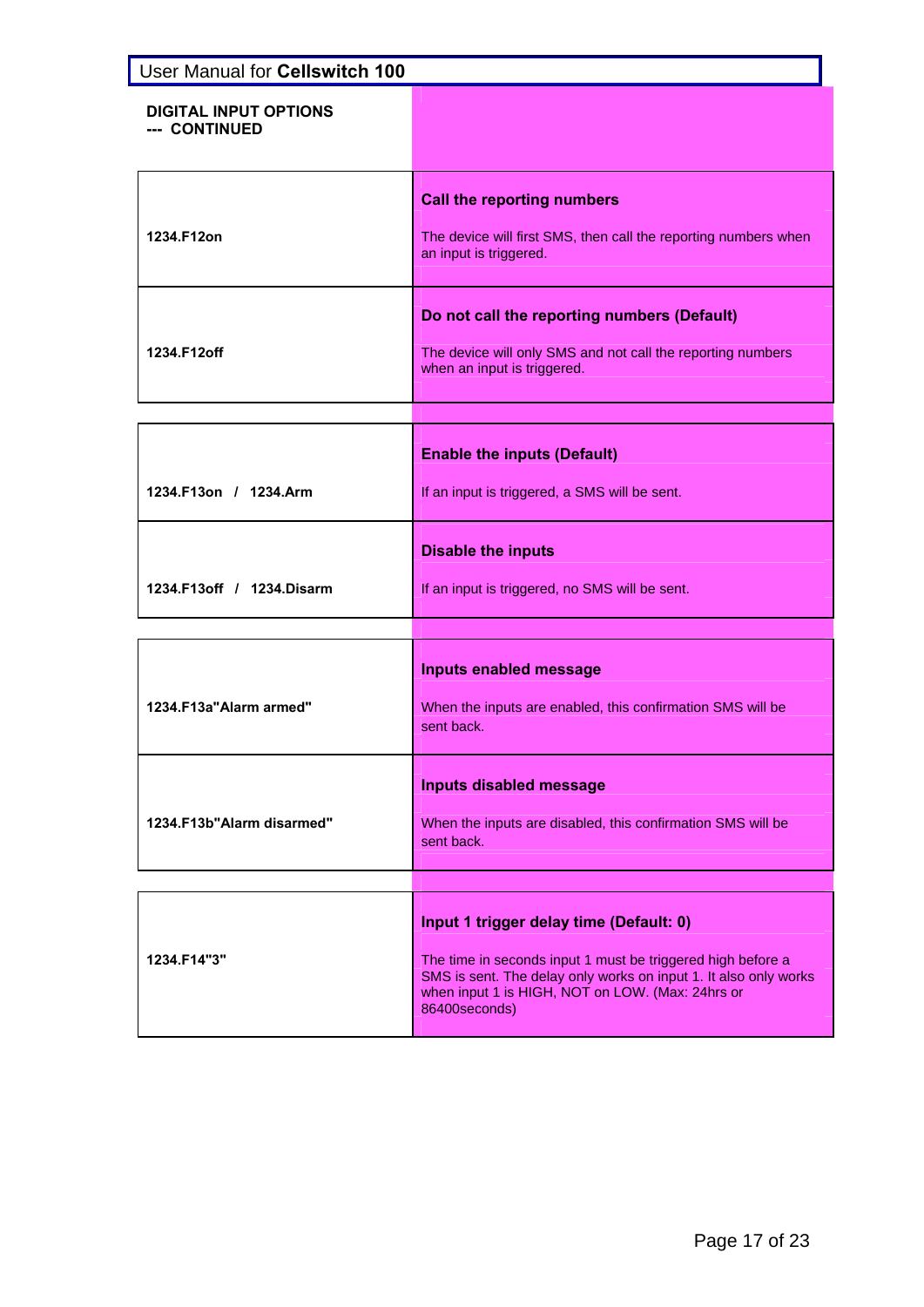## DIGITAL INPUT OPTIONS --- CONTINUED

| Command | Description |
|---|---|
| **1234.F12on** | **Call the reporting numbers**<br><br>The device will first SMS, then call the reporting numbers when an input is triggered. |
| **1234.F12off** | **Do not call the reporting numbers (Default)**<br><br>The device will only SMS and not call the reporting numbers when an input is triggered. |

| Command | Description |
|---|---|
| **1234.F13on / 1234.Arm** | **Enable the inputs (Default)**<br><br>If an input is triggered, a SMS will be sent. |
| **1234.F13off / 1234.Disarm** | **Disable the inputs**<br><br>If an input is triggered, no SMS will be sent. |

| Command | Description |
|---|---|
| **1234.F13a"Alarm armed"** | **Inputs enabled message**<br><br>When the inputs are enabled, this confirmation SMS will be sent back. |
| **1234.F13b"Alarm disarmed"** | **Inputs disabled message**<br><br>When the inputs are disabled, this confirmation SMS will be sent back. |

| Command | Description |
|---|---|
| **1234.F14"3"** | **Input 1 trigger delay time (Default: 0)**<br><br>The time in seconds input 1 must be triggered high before a SMS is sent. The delay only works on input 1. It also only works when input 1 is HIGH, NOT on LOW. (Max: 24hrs or 86400seconds) |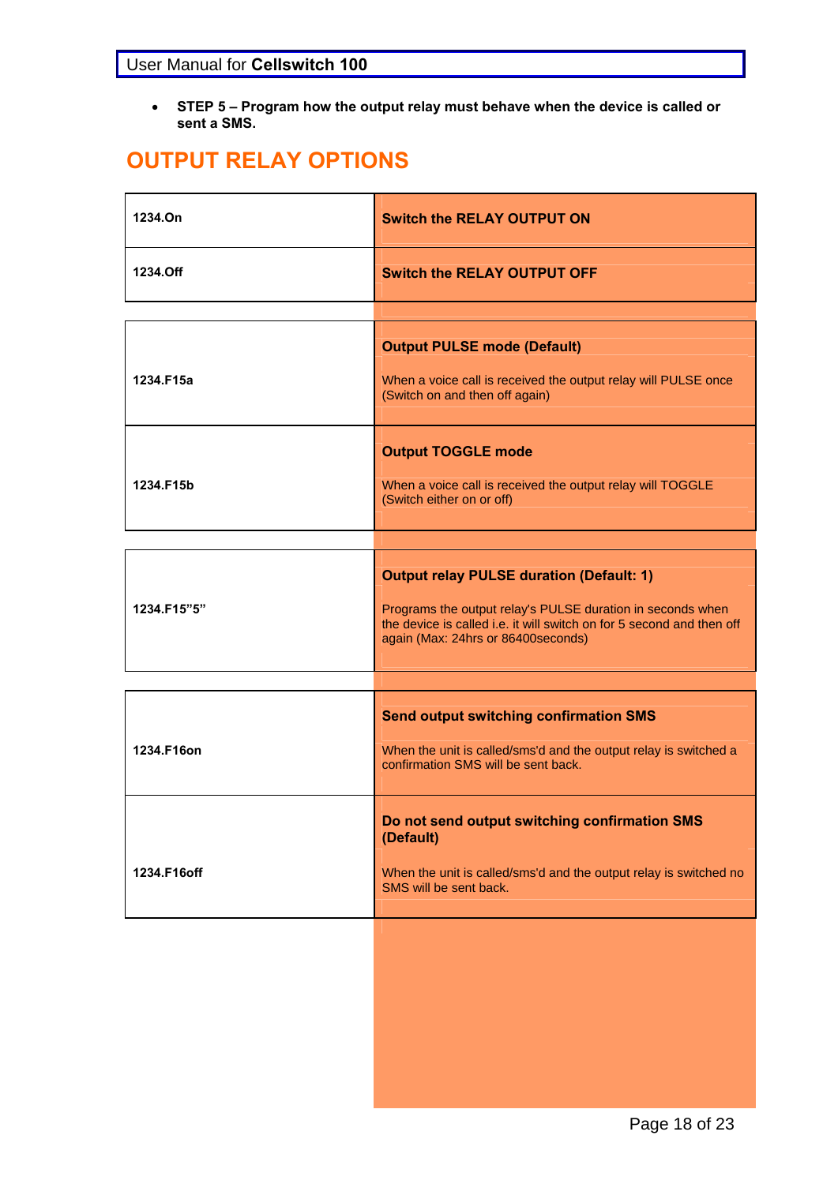- **STEP 5 – Program how the output relay must behave when the device is called or sent a SMS.**

## OUTPUT RELAY OPTIONS

| | |
|---|---|
| **1234.On** | **Switch the RELAY OUTPUT ON** |
| **1234.Off** | **Switch the RELAY OUTPUT OFF** |

| | |
|---|---|
| **1234.F15a** | **Output PULSE mode (Default)**<br><br>When a voice call is received the output relay will PULSE once (Switch on and then off again) |
| **1234.F15b** | **Output TOGGLE mode**<br><br>When a voice call is received the output relay will TOGGLE (Switch either on or off) |

| | |
|---|---|
| **1234.F15"5"** | **Output relay PULSE duration (Default: 1)**<br><br>Programs the output relay's PULSE duration in seconds when the device is called i.e. it will switch on for 5 second and then off again (Max: 24hrs or 86400seconds) |

| | |
|---|---|
| **1234.F16on** | **Send output switching confirmation SMS**<br><br>When the unit is called/sms'd and the output relay is switched a confirmation SMS will be sent back. |
| **1234.F16off** | **Do not send output switching confirmation SMS (Default)**<br><br>When the unit is called/sms'd and the output relay is switched no SMS will be sent back. |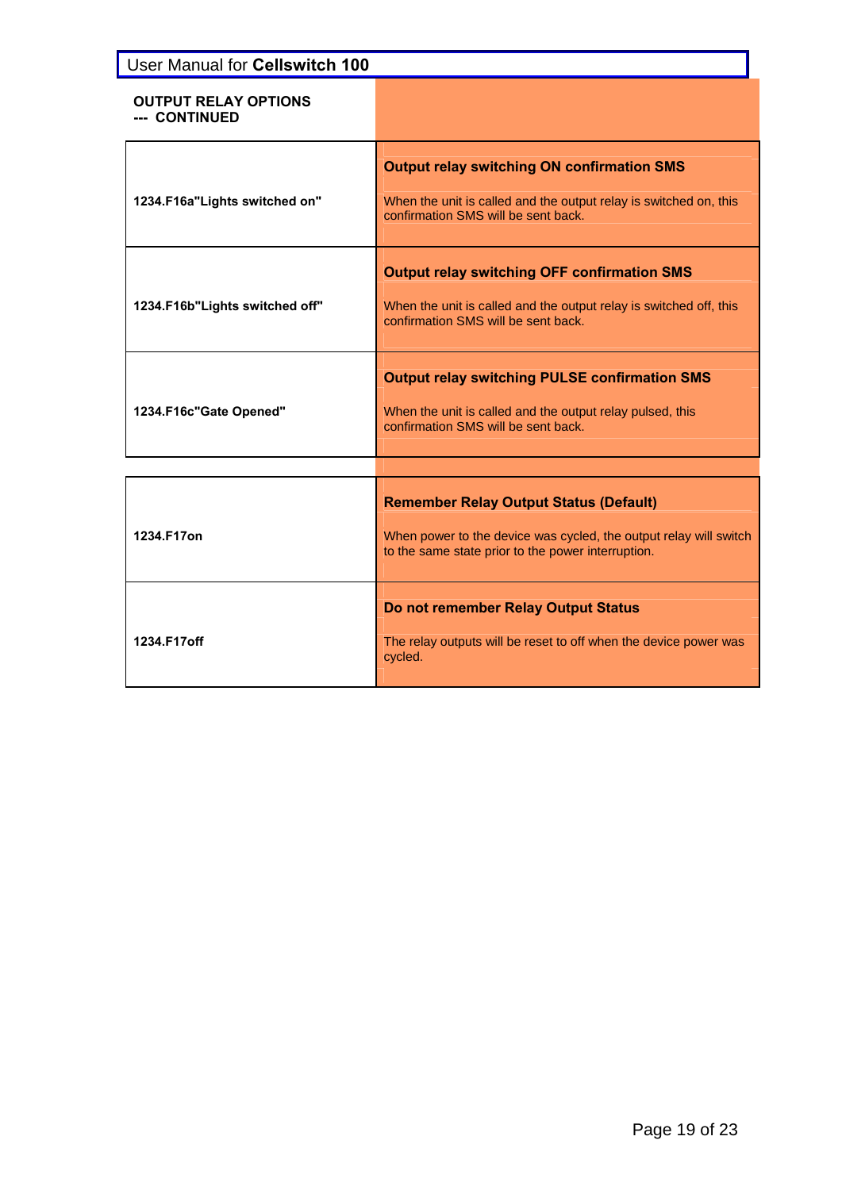## OUTPUT RELAY OPTIONS --- CONTINUED

| Command | Description |
|---|---|
| **1234.F16a"Lights switched on"** | **Output relay switching ON confirmation SMS**<br><br>When the unit is called and the output relay is switched on, this confirmation SMS will be sent back. |
| **1234.F16b"Lights switched off"** | **Output relay switching OFF confirmation SMS**<br><br>When the unit is called and the output relay is switched off, this confirmation SMS will be sent back. |
| **1234.F16c"Gate Opened"** | **Output relay switching PULSE confirmation SMS**<br><br>When the unit is called and the output relay pulsed, this confirmation SMS will be sent back. |

| Command | Description |
|---|---|
| **1234.F17on** | **Remember Relay Output Status (Default)**<br><br>When power to the device was cycled, the output relay will switch to the same state prior to the power interruption. |
| **1234.F17off** | **Do not remember Relay Output Status**<br><br>The relay outputs will be reset to off when the device power was cycled. |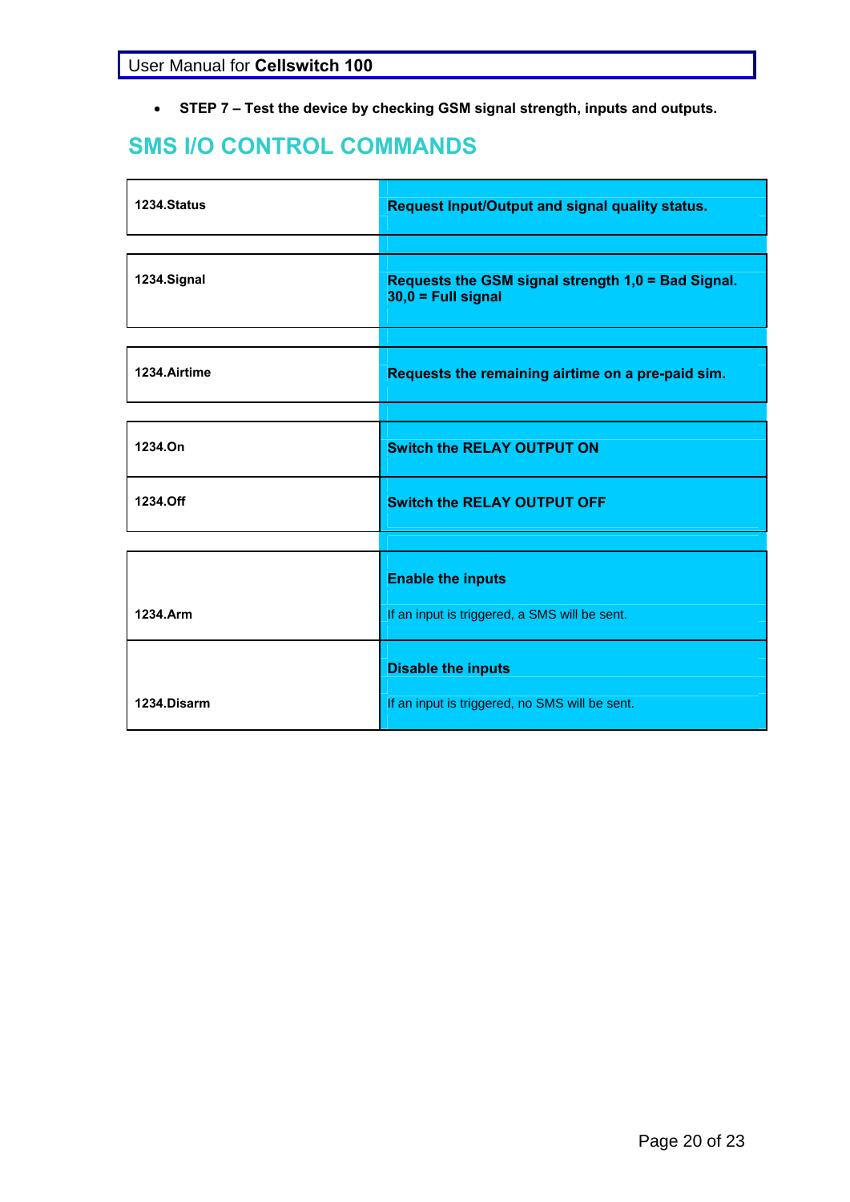- **STEP 7 – Test the device by checking GSM signal strength, inputs and outputs.**

## SMS I/O CONTROL COMMANDS

| Command | Description |
|---|---|
| **1234.Status** | **Request Input/Output and signal quality status.** |
| **1234.Signal** | **Requests the GSM signal strength 1,0 = Bad Signal. 30,0 = Full signal** |
| **1234.Airtime** | **Requests the remaining airtime on a pre-paid sim.** |
| **1234.On** | **Switch the RELAY OUTPUT ON** |
| **1234.Off** | **Switch the RELAY OUTPUT OFF** |
| **1234.Arm** | **Enable the inputs**<br>If an input is triggered, a SMS will be sent. |
| **1234.Disarm** | **Disable the inputs**<br>If an input is triggered, no SMS will be sent. |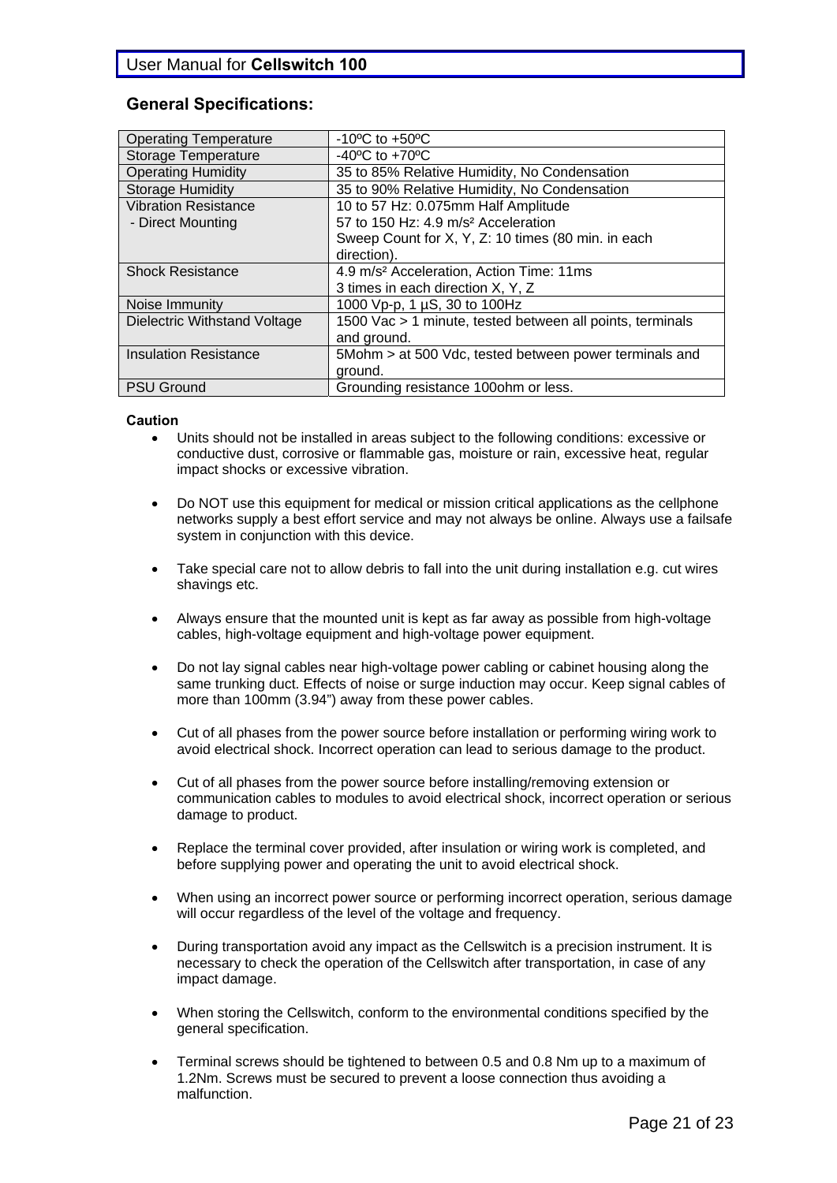## General Specifications:

| | |
|---|---|
| Operating Temperature | -10ºC to +50ºC |
| Storage Temperature | -40ºC to +70ºC |
| Operating Humidity | 35 to 85% Relative Humidity, No Condensation |
| Storage Humidity | 35 to 90% Relative Humidity, No Condensation |
| Vibration Resistance<br>- Direct Mounting | 10 to 57 Hz: 0.075mm Half Amplitude<br>57 to 150 Hz: 4.9 $m/s^2$ Acceleration<br>Sweep Count for X, Y, Z: 10 times (80 min. in each direction). |
| Shock Resistance | 4.9 $m/s^2$ Acceleration, Action Time: 11ms<br>3 times in each direction X, Y, Z |
| Noise Immunity | 1000 Vp-p, 1 µS, 30 to 100Hz |
| Dielectric Withstand Voltage | 1500 Vac > 1 minute, tested between all points, terminals and ground. |
| Insulation Resistance | 5Mohm > at 500 Vdc, tested between power terminals and ground. |
| PSU Ground | Grounding resistance 100ohm or less. |

**Caution**

- Units should not be installed in areas subject to the following conditions: excessive or conductive dust, corrosive or flammable gas, moisture or rain, excessive heat, regular impact shocks or excessive vibration.
- Do NOT use this equipment for medical or mission critical applications as the cellphone networks supply a best effort service and may not always be online. Always use a failsafe system in conjunction with this device.
- Take special care not to allow debris to fall into the unit during installation e.g. cut wires shavings etc.
- Always ensure that the mounted unit is kept as far away as possible from high-voltage cables, high-voltage equipment and high-voltage power equipment.
- Do not lay signal cables near high-voltage power cabling or cabinet housing along the same trunking duct. Effects of noise or surge induction may occur. Keep signal cables of more than 100mm (3.94") away from these power cables.
- Cut of all phases from the power source before installation or performing wiring work to avoid electrical shock. Incorrect operation can lead to serious damage to the product.
- Cut of all phases from the power source before installing/removing extension or communication cables to modules to avoid electrical shock, incorrect operation or serious damage to product.
- Replace the terminal cover provided, after insulation or wiring work is completed, and before supplying power and operating the unit to avoid electrical shock.
- When using an incorrect power source or performing incorrect operation, serious damage will occur regardless of the level of the voltage and frequency.
- During transportation avoid any impact as the Cellswitch is a precision instrument. It is necessary to check the operation of the Cellswitch after transportation, in case of any impact damage.
- When storing the Cellswitch, conform to the environmental conditions specified by the general specification.
- Terminal screws should be tightened to between 0.5 and 0.8 Nm up to a maximum of 1.2Nm. Screws must be secured to prevent a loose connection thus avoiding a malfunction.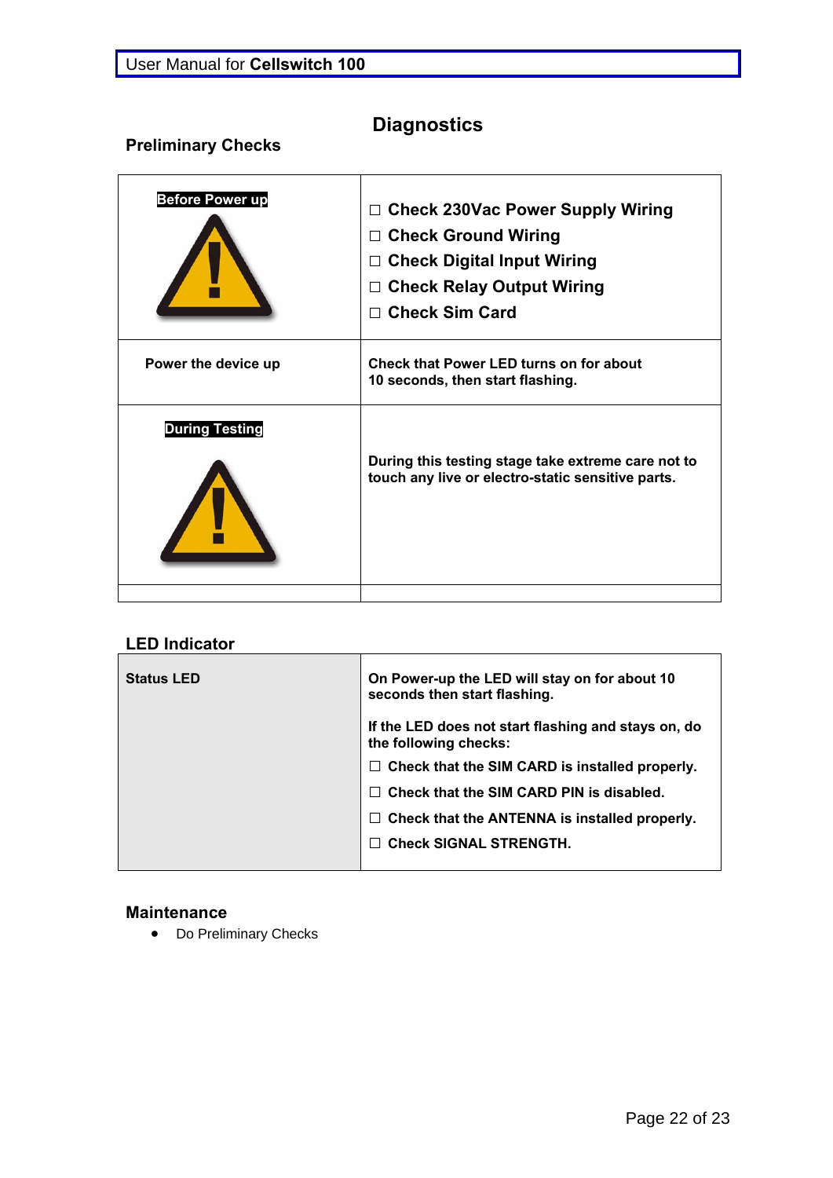## Diagnostics

### Preliminary Checks

| | |
|---|---|
| **Before Power up** | ☐ **Check 230Vac Power Supply Wiring**<br>☐ **Check Ground Wiring**<br>☐ **Check Digital Input Wiring**<br>☐ **Check Relay Output Wiring**<br>☐ **Check Sim Card** |
| **Power the device up** | **Check that Power LED turns on for about 10 seconds, then start flashing.** |
| **During Testing** | **During this testing stage take extreme care not to touch any live or electro-static sensitive parts.** |
| | |

### LED Indicator

| | |
|---|---|
| **Status LED** | **On Power-up the LED will stay on for about 10 seconds then start flashing.**<br><br>**If the LED does not start flashing and stays on, do the following checks:**<br>☐ **Check that the SIM CARD is installed properly.**<br>☐ **Check that the SIM CARD PIN is disabled.**<br>☐ **Check that the ANTENNA is installed properly.**<br>☐ **Check SIGNAL STRENGTH.** |

### Maintenance

- Do Preliminary Checks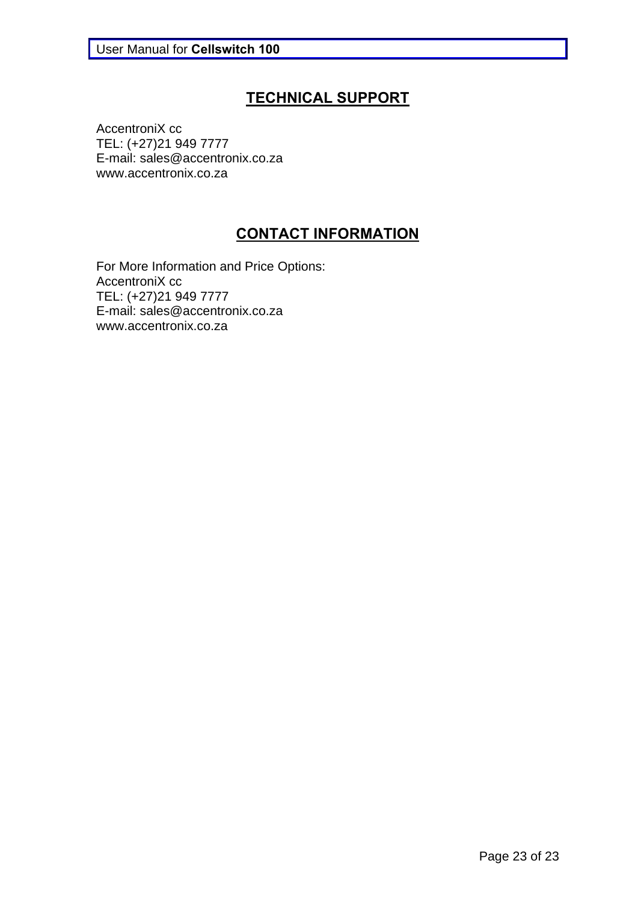## TECHNICAL SUPPORT

AccentroniX cc
TEL: (+27)21 949 7777
E-mail: sales@accentronix.co.za
www.accentronix.co.za

## CONTACT INFORMATION

For More Information and Price Options:
AccentroniX cc
TEL: (+27)21 949 7777
E-mail: sales@accentronix.co.za
www.accentronix.co.za